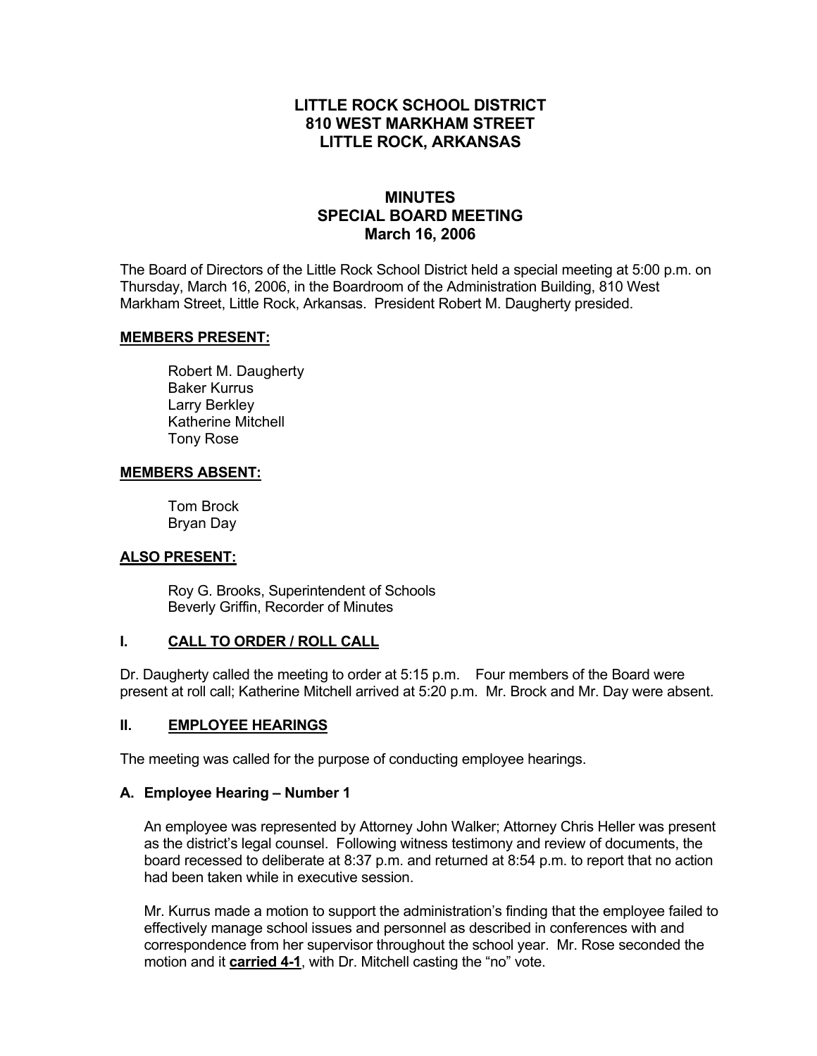# LITTLE ROCK SCHOOL DISTRICT
# 810 WEST MARKHAM STREET
# LITTLE ROCK, ARKANSAS

## MINUTES
## SPECIAL BOARD MEETING
## March 16, 2006

The Board of Directors of the Little Rock School District held a special meeting at 5:00 p.m. on Thursday, March 16, 2006, in the Boardroom of the Administration Building, 810 West Markham Street, Little Rock, Arkansas. President Robert M. Daugherty presided.

**MEMBERS PRESENT:**

Robert M. Daugherty
Baker Kurrus
Larry Berkley
Katherine Mitchell
Tony Rose

**MEMBERS ABSENT:**

Tom Brock
Bryan Day

**ALSO PRESENT:**

Roy G. Brooks, Superintendent of Schools
Beverly Griffin, Recorder of Minutes

### I. CALL TO ORDER / ROLL CALL

Dr. Daugherty called the meeting to order at 5:15 p.m. Four members of the Board were present at roll call; Katherine Mitchell arrived at 5:20 p.m. Mr. Brock and Mr. Day were absent.

### II. EMPLOYEE HEARINGS

The meeting was called for the purpose of conducting employee hearings.

#### A. Employee Hearing – Number 1

An employee was represented by Attorney John Walker; Attorney Chris Heller was present as the district's legal counsel. Following witness testimony and review of documents, the board recessed to deliberate at 8:37 p.m. and returned at 8:54 p.m. to report that no action had been taken while in executive session.

Mr. Kurrus made a motion to support the administration's finding that the employee failed to effectively manage school issues and personnel as described in conferences with and correspondence from her supervisor throughout the school year. Mr. Rose seconded the motion and it **carried 4-1**, with Dr. Mitchell casting the "no" vote.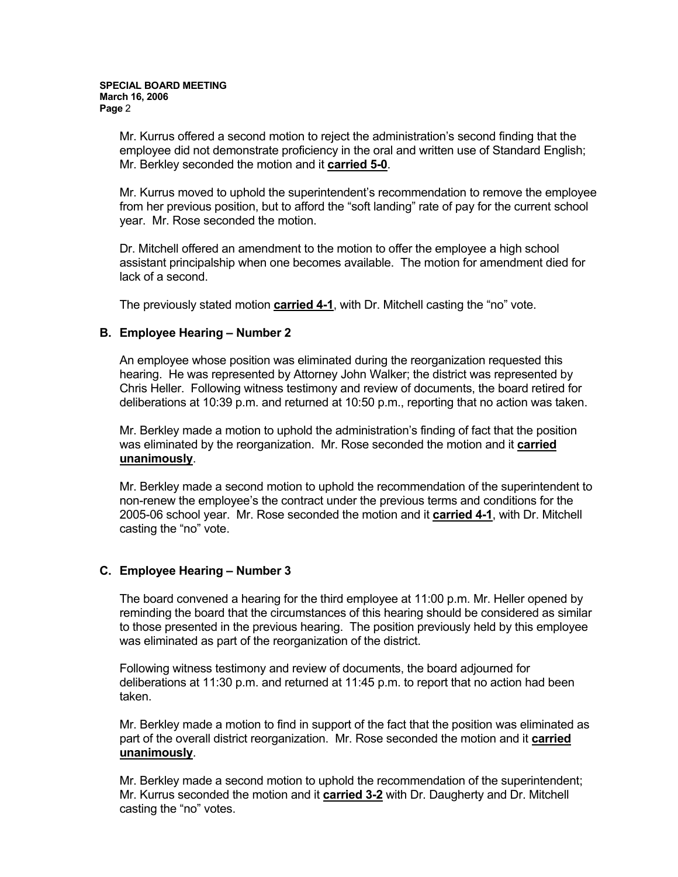Mr. Kurrus offered a second motion to reject the administration's second finding that the employee did not demonstrate proficiency in the oral and written use of Standard English; Mr. Berkley seconded the motion and it **carried 5-0**.

Mr. Kurrus moved to uphold the superintendent's recommendation to remove the employee from her previous position, but to afford the "soft landing" rate of pay for the current school year. Mr. Rose seconded the motion.

Dr. Mitchell offered an amendment to the motion to offer the employee a high school assistant principalship when one becomes available. The motion for amendment died for lack of a second.

The previously stated motion **carried 4-1**, with Dr. Mitchell casting the "no" vote.

### B. Employee Hearing – Number 2

An employee whose position was eliminated during the reorganization requested this hearing. He was represented by Attorney John Walker; the district was represented by Chris Heller. Following witness testimony and review of documents, the board retired for deliberations at 10:39 p.m. and returned at 10:50 p.m., reporting that no action was taken.

Mr. Berkley made a motion to uphold the administration's finding of fact that the position was eliminated by the reorganization. Mr. Rose seconded the motion and it **carried unanimously**.

Mr. Berkley made a second motion to uphold the recommendation of the superintendent to non-renew the employee's the contract under the previous terms and conditions for the 2005-06 school year. Mr. Rose seconded the motion and it **carried 4-1**, with Dr. Mitchell casting the "no" vote.

### C. Employee Hearing – Number 3

The board convened a hearing for the third employee at 11:00 p.m. Mr. Heller opened by reminding the board that the circumstances of this hearing should be considered as similar to those presented in the previous hearing. The position previously held by this employee was eliminated as part of the reorganization of the district.

Following witness testimony and review of documents, the board adjourned for deliberations at 11:30 p.m. and returned at 11:45 p.m. to report that no action had been taken.

Mr. Berkley made a motion to find in support of the fact that the position was eliminated as part of the overall district reorganization. Mr. Rose seconded the motion and it **carried unanimously**.

Mr. Berkley made a second motion to uphold the recommendation of the superintendent; Mr. Kurrus seconded the motion and it **carried 3-2** with Dr. Daugherty and Dr. Mitchell casting the "no" votes.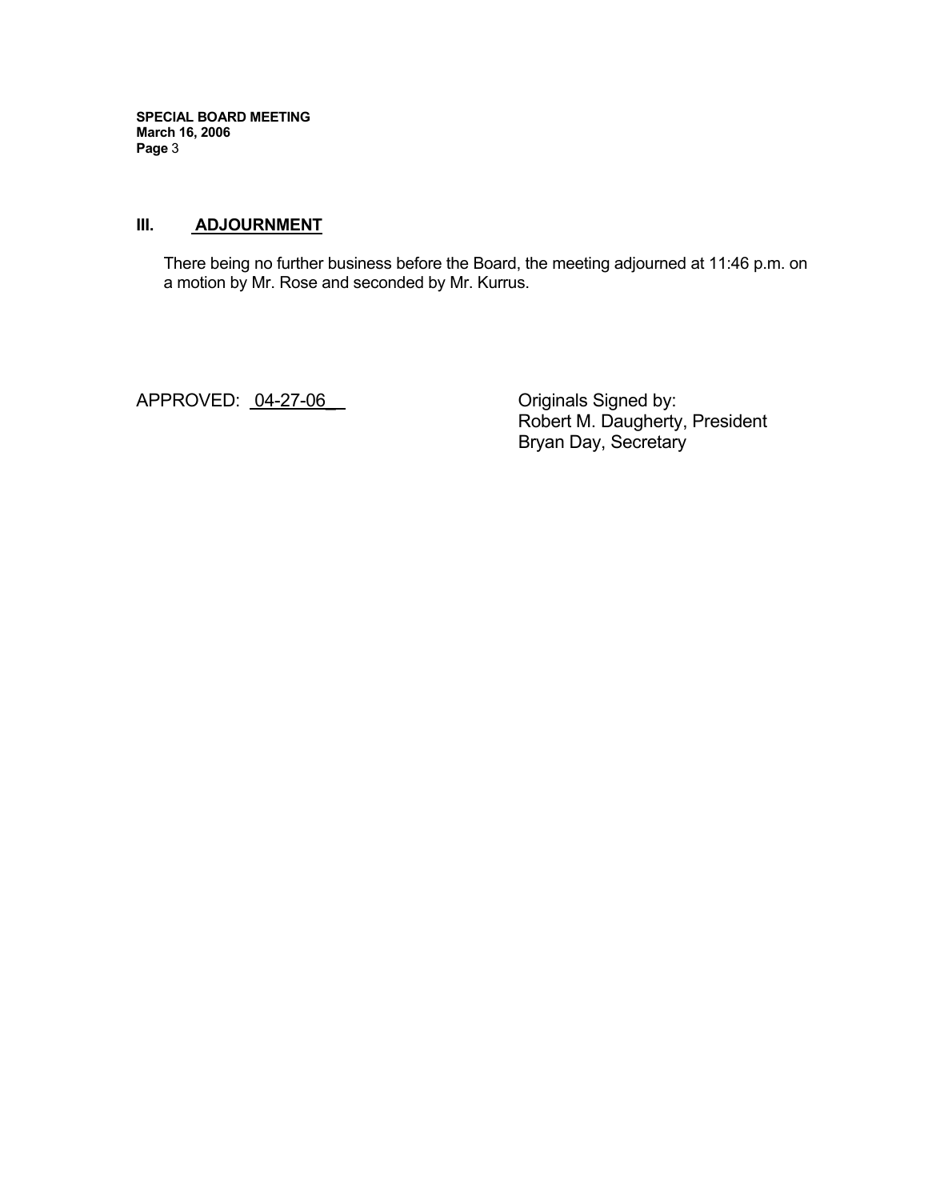## III. ADJOURNMENT

There being no further business before the Board, the meeting adjourned at 11:46 p.m. on a motion by Mr. Rose and seconded by Mr. Kurrus.

APPROVED: 04-27-06

Originals Signed by:
Robert M. Daugherty, President
Bryan Day, Secretary